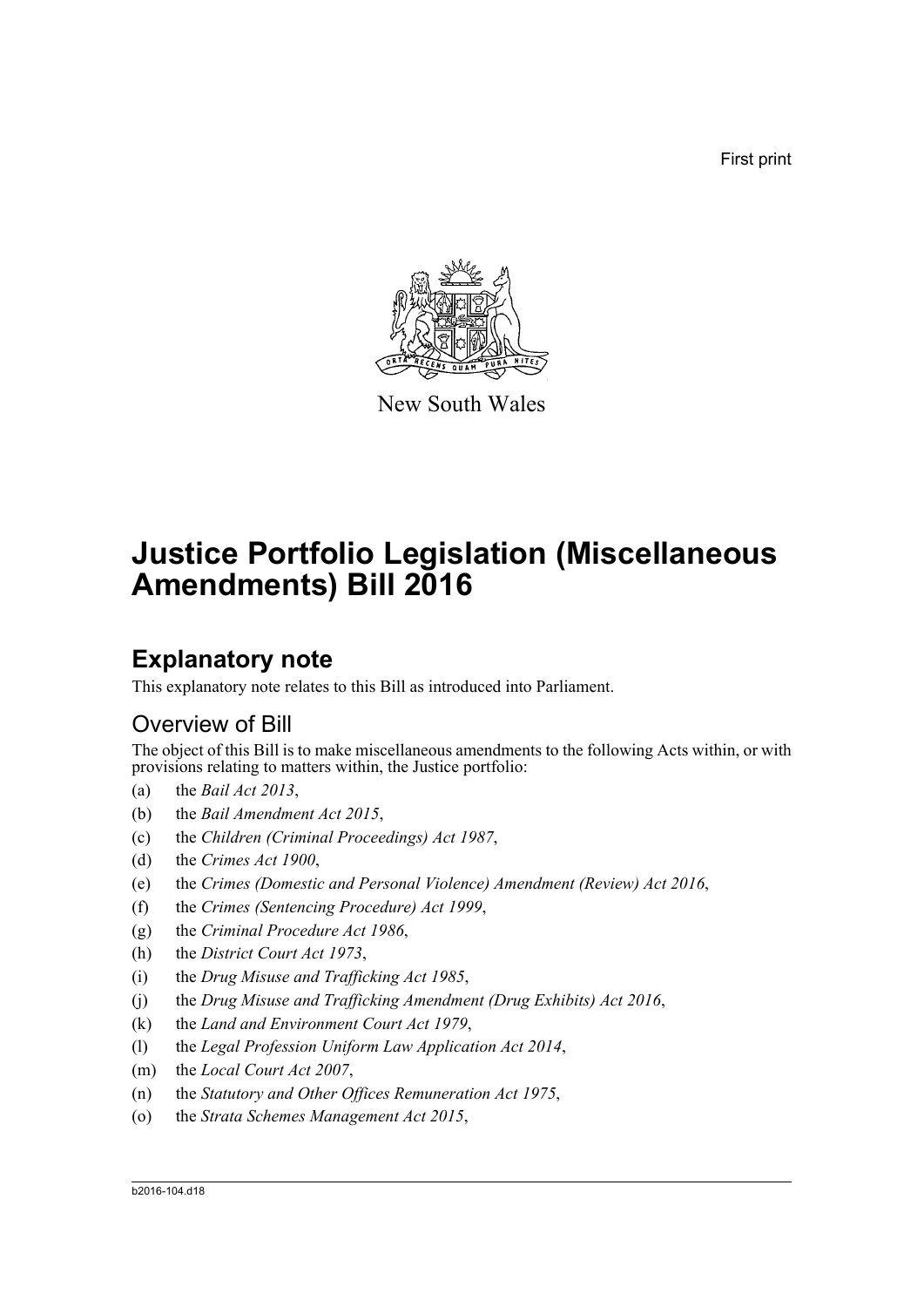First print

New South Wales

# Justice Portfolio Legislation (Miscellaneous Amendments) Bill 2016

## Explanatory note

This explanatory note relates to this Bill as introduced into Parliament.

### Overview of Bill

The object of this Bill is to make miscellaneous amendments to the following Acts within, or with provisions relating to matters within, the Justice portfolio:

(a) the *Bail Act 2013*,

(b) the *Bail Amendment Act 2015*,

(c) the *Children (Criminal Proceedings) Act 1987*,

(d) the *Crimes Act 1900*,

(e) the *Crimes (Domestic and Personal Violence) Amendment (Review) Act 2016*,

(f) the *Crimes (Sentencing Procedure) Act 1999*,

(g) the *Criminal Procedure Act 1986*,

(h) the *District Court Act 1973*,

(i) the *Drug Misuse and Trafficking Act 1985*,

(j) the *Drug Misuse and Trafficking Amendment (Drug Exhibits) Act 2016*,

(k) the *Land and Environment Court Act 1979*,

(l) the *Legal Profession Uniform Law Application Act 2014*,

(m) the *Local Court Act 2007*,

(n) the *Statutory and Other Offices Remuneration Act 1975*,

(o) the *Strata Schemes Management Act 2015*,

b2016-104.d18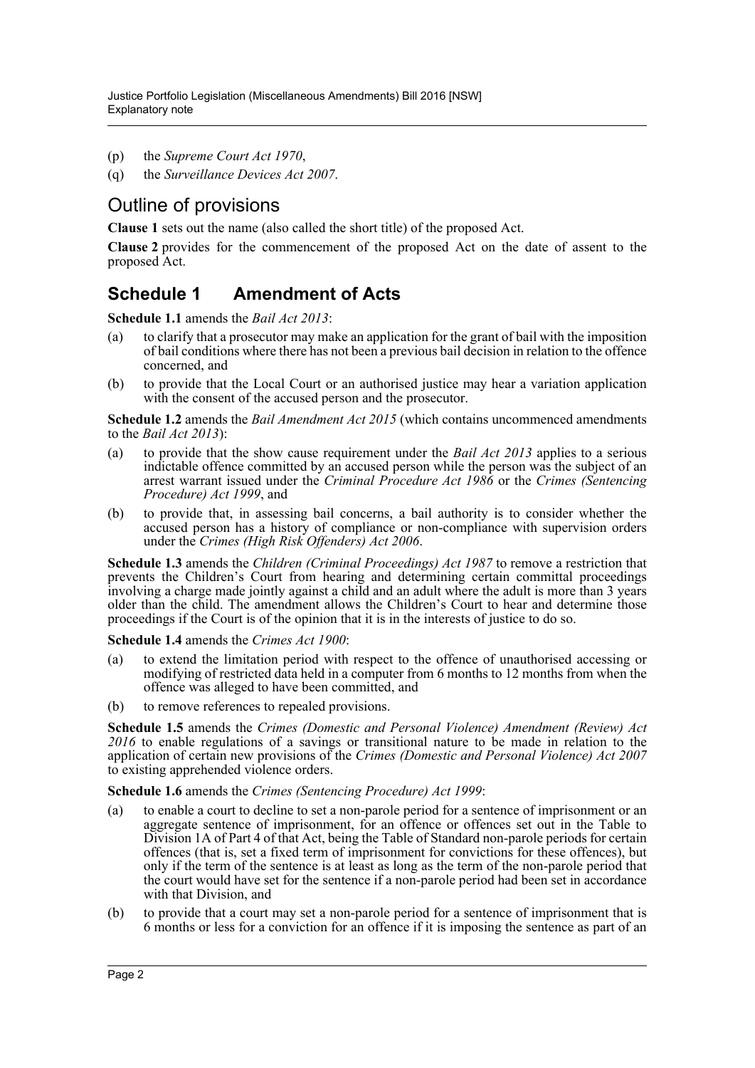(p) the *Supreme Court Act 1970*,

(q) the *Surveillance Devices Act 2007*.

## Outline of provisions

**Clause 1** sets out the name (also called the short title) of the proposed Act.

**Clause 2** provides for the commencement of the proposed Act on the date of assent to the proposed Act.

## Schedule 1 Amendment of Acts

**Schedule 1.1** amends the *Bail Act 2013*:

(a) to clarify that a prosecutor may make an application for the grant of bail with the imposition of bail conditions where there has not been a previous bail decision in relation to the offence concerned, and

(b) to provide that the Local Court or an authorised justice may hear a variation application with the consent of the accused person and the prosecutor.

**Schedule 1.2** amends the *Bail Amendment Act 2015* (which contains uncommenced amendments to the *Bail Act 2013*):

(a) to provide that the show cause requirement under the *Bail Act 2013* applies to a serious indictable offence committed by an accused person while the person was the subject of an arrest warrant issued under the *Criminal Procedure Act 1986* or the *Crimes (Sentencing Procedure) Act 1999*, and

(b) to provide that, in assessing bail concerns, a bail authority is to consider whether the accused person has a history of compliance or non-compliance with supervision orders under the *Crimes (High Risk Offenders) Act 2006*.

**Schedule 1.3** amends the *Children (Criminal Proceedings) Act 1987* to remove a restriction that prevents the Children's Court from hearing and determining certain committal proceedings involving a charge made jointly against a child and an adult where the adult is more than 3 years older than the child. The amendment allows the Children's Court to hear and determine those proceedings if the Court is of the opinion that it is in the interests of justice to do so.

**Schedule 1.4** amends the *Crimes Act 1900*:

(a) to extend the limitation period with respect to the offence of unauthorised accessing or modifying of restricted data held in a computer from 6 months to 12 months from when the offence was alleged to have been committed, and

(b) to remove references to repealed provisions.

**Schedule 1.5** amends the *Crimes (Domestic and Personal Violence) Amendment (Review) Act 2016* to enable regulations of a savings or transitional nature to be made in relation to the application of certain new provisions of the *Crimes (Domestic and Personal Violence) Act 2007* to existing apprehended violence orders.

**Schedule 1.6** amends the *Crimes (Sentencing Procedure) Act 1999*:

(a) to enable a court to decline to set a non-parole period for a sentence of imprisonment or an aggregate sentence of imprisonment, for an offence or offences set out in the Table to Division 1A of Part 4 of that Act, being the Table of Standard non-parole periods for certain offences (that is, set a fixed term of imprisonment for convictions for these offences), but only if the term of the sentence is at least as long as the term of the non-parole period that the court would have set for the sentence if a non-parole period had been set in accordance with that Division, and

(b) to provide that a court may set a non-parole period for a sentence of imprisonment that is 6 months or less for a conviction for an offence if it is imposing the sentence as part of an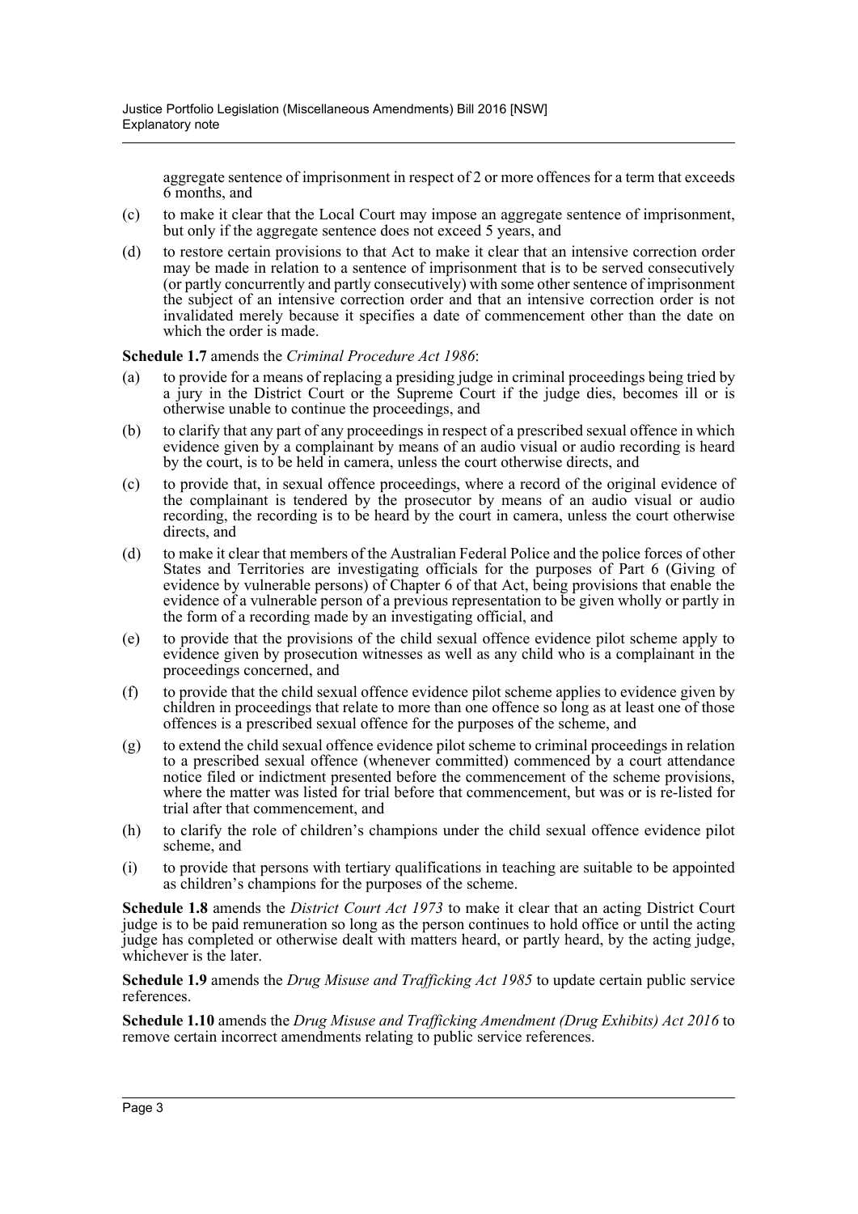aggregate sentence of imprisonment in respect of 2 or more offences for a term that exceeds 6 months, and

(c) to make it clear that the Local Court may impose an aggregate sentence of imprisonment, but only if the aggregate sentence does not exceed 5 years, and

(d) to restore certain provisions to that Act to make it clear that an intensive correction order may be made in relation to a sentence of imprisonment that is to be served consecutively (or partly concurrently and partly consecutively) with some other sentence of imprisonment the subject of an intensive correction order and that an intensive correction order is not invalidated merely because it specifies a date of commencement other than the date on which the order is made.

**Schedule 1.7** amends the *Criminal Procedure Act 1986*:

(a) to provide for a means of replacing a presiding judge in criminal proceedings being tried by a jury in the District Court or the Supreme Court if the judge dies, becomes ill or is otherwise unable to continue the proceedings, and

(b) to clarify that any part of any proceedings in respect of a prescribed sexual offence in which evidence given by a complainant by means of an audio visual or audio recording is heard by the court, is to be held in camera, unless the court otherwise directs, and

(c) to provide that, in sexual offence proceedings, where a record of the original evidence of the complainant is tendered by the prosecutor by means of an audio visual or audio recording, the recording is to be heard by the court in camera, unless the court otherwise directs, and

(d) to make it clear that members of the Australian Federal Police and the police forces of other States and Territories are investigating officials for the purposes of Part 6 (Giving of evidence by vulnerable persons) of Chapter 6 of that Act, being provisions that enable the evidence of a vulnerable person of a previous representation to be given wholly or partly in the form of a recording made by an investigating official, and

(e) to provide that the provisions of the child sexual offence evidence pilot scheme apply to evidence given by prosecution witnesses as well as any child who is a complainant in the proceedings concerned, and

(f) to provide that the child sexual offence evidence pilot scheme applies to evidence given by children in proceedings that relate to more than one offence so long as at least one of those offences is a prescribed sexual offence for the purposes of the scheme, and

(g) to extend the child sexual offence evidence pilot scheme to criminal proceedings in relation to a prescribed sexual offence (whenever committed) commenced by a court attendance notice filed or indictment presented before the commencement of the scheme provisions, where the matter was listed for trial before that commencement, but was or is re-listed for trial after that commencement, and

(h) to clarify the role of children's champions under the child sexual offence evidence pilot scheme, and

(i) to provide that persons with tertiary qualifications in teaching are suitable to be appointed as children's champions for the purposes of the scheme.

**Schedule 1.8** amends the *District Court Act 1973* to make it clear that an acting District Court judge is to be paid remuneration so long as the person continues to hold office or until the acting judge has completed or otherwise dealt with matters heard, or partly heard, by the acting judge, whichever is the later.

**Schedule 1.9** amends the *Drug Misuse and Trafficking Act 1985* to update certain public service references.

**Schedule 1.10** amends the *Drug Misuse and Trafficking Amendment (Drug Exhibits) Act 2016* to remove certain incorrect amendments relating to public service references.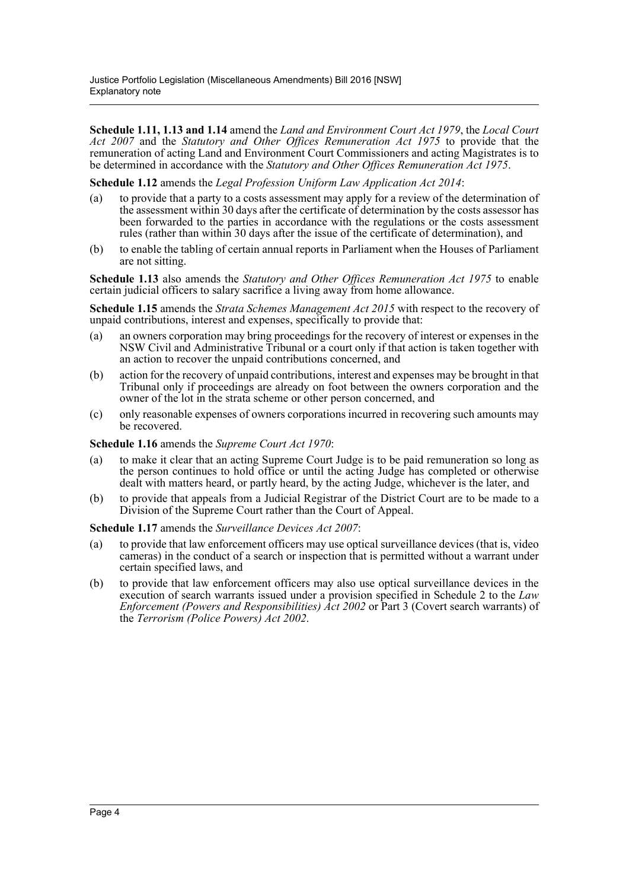**Schedule 1.11, 1.13 and 1.14** amend the *Land and Environment Court Act 1979*, the *Local Court Act 2007* and the *Statutory and Other Offices Remuneration Act 1975* to provide that the remuneration of acting Land and Environment Court Commissioners and acting Magistrates is to be determined in accordance with the *Statutory and Other Offices Remuneration Act 1975*.

**Schedule 1.12** amends the *Legal Profession Uniform Law Application Act 2014*:

(a) to provide that a party to a costs assessment may apply for a review of the determination of the assessment within 30 days after the certificate of determination by the costs assessor has been forwarded to the parties in accordance with the regulations or the costs assessment rules (rather than within 30 days after the issue of the certificate of determination), and

(b) to enable the tabling of certain annual reports in Parliament when the Houses of Parliament are not sitting.

**Schedule 1.13** also amends the *Statutory and Other Offices Remuneration Act 1975* to enable certain judicial officers to salary sacrifice a living away from home allowance.

**Schedule 1.15** amends the *Strata Schemes Management Act 2015* with respect to the recovery of unpaid contributions, interest and expenses, specifically to provide that:

(a) an owners corporation may bring proceedings for the recovery of interest or expenses in the NSW Civil and Administrative Tribunal or a court only if that action is taken together with an action to recover the unpaid contributions concerned, and

(b) action for the recovery of unpaid contributions, interest and expenses may be brought in that Tribunal only if proceedings are already on foot between the owners corporation and the owner of the lot in the strata scheme or other person concerned, and

(c) only reasonable expenses of owners corporations incurred in recovering such amounts may be recovered.

**Schedule 1.16** amends the *Supreme Court Act 1970*:

(a) to make it clear that an acting Supreme Court Judge is to be paid remuneration so long as the person continues to hold office or until the acting Judge has completed or otherwise dealt with matters heard, or partly heard, by the acting Judge, whichever is the later, and

(b) to provide that appeals from a Judicial Registrar of the District Court are to be made to a Division of the Supreme Court rather than the Court of Appeal.

**Schedule 1.17** amends the *Surveillance Devices Act 2007*:

(a) to provide that law enforcement officers may use optical surveillance devices (that is, video cameras) in the conduct of a search or inspection that is permitted without a warrant under certain specified laws, and

(b) to provide that law enforcement officers may also use optical surveillance devices in the execution of search warrants issued under a provision specified in Schedule 2 to the *Law Enforcement (Powers and Responsibilities) Act 2002* or Part 3 (Covert search warrants) of the *Terrorism (Police Powers) Act 2002*.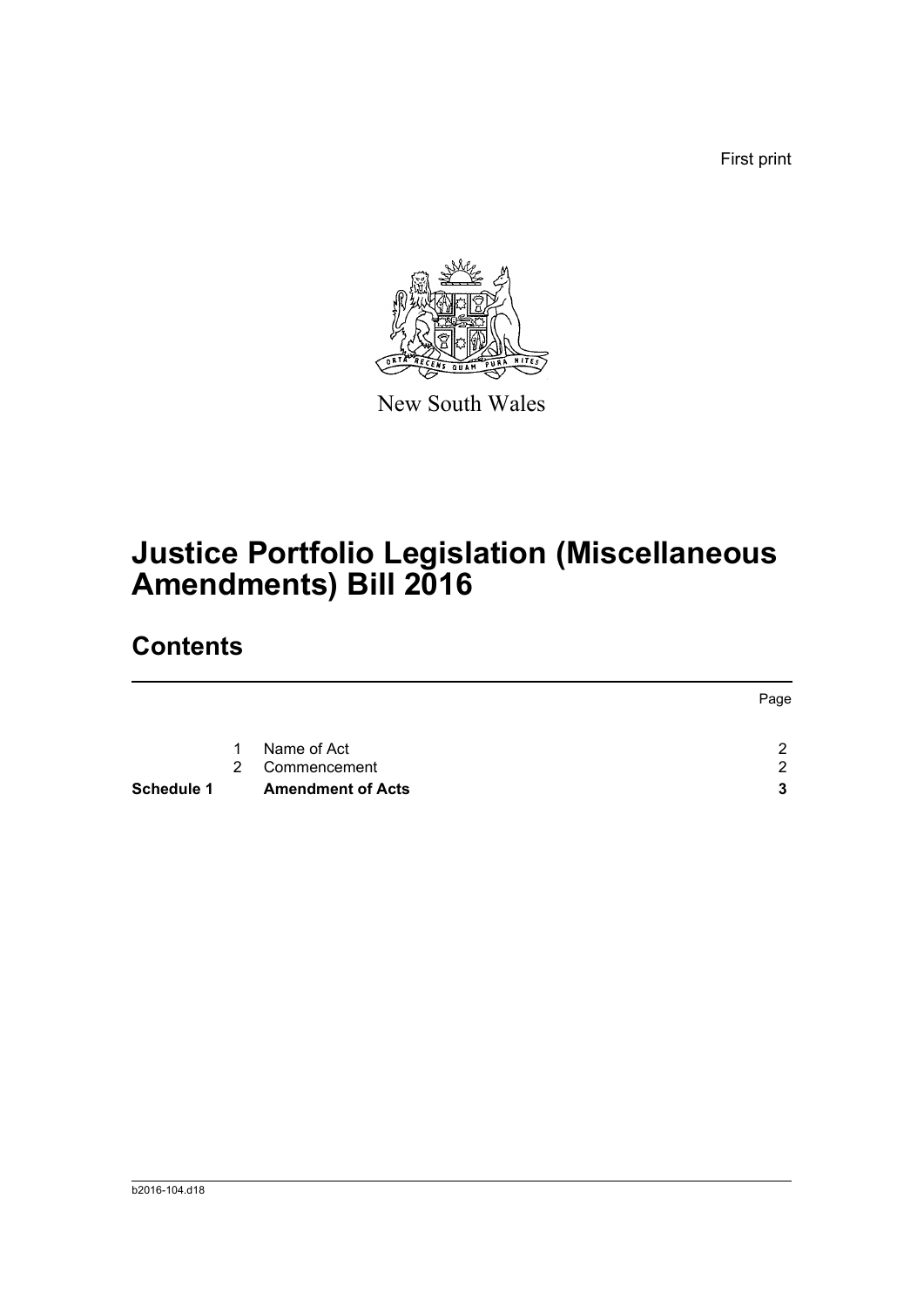First print

New South Wales

# Justice Portfolio Legislation (Miscellaneous Amendments) Bill 2016

## Contents

| | | | Page |
|---|---|---|---|
| | 1 | Name of Act | 2 |
| | 2 | Commencement | 2 |
| **Schedule 1** | | **Amendment of Acts** | **3** |

b2016-104.d18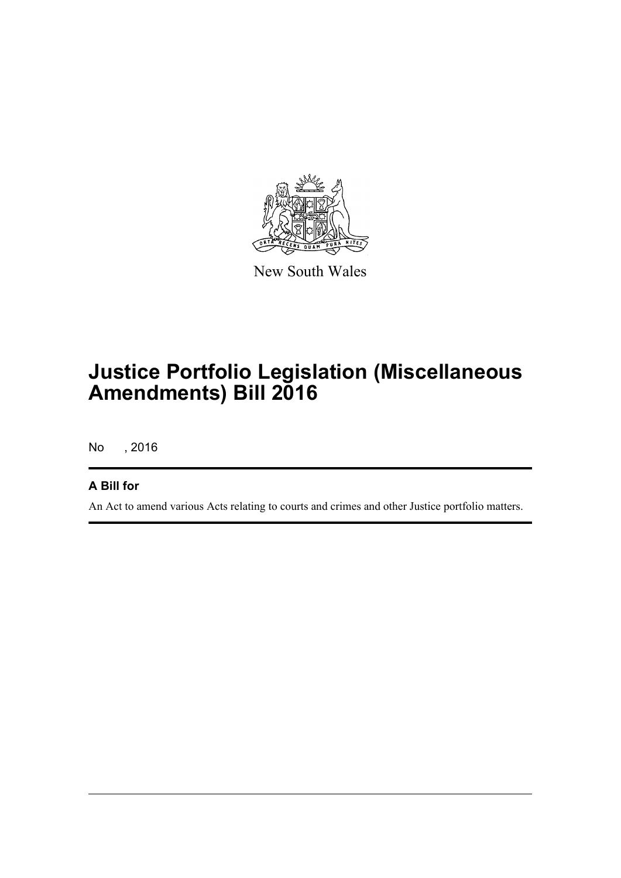New South Wales

# Justice Portfolio Legislation (Miscellaneous Amendments) Bill 2016

No , 2016

## A Bill for

An Act to amend various Acts relating to courts and crimes and other Justice portfolio matters.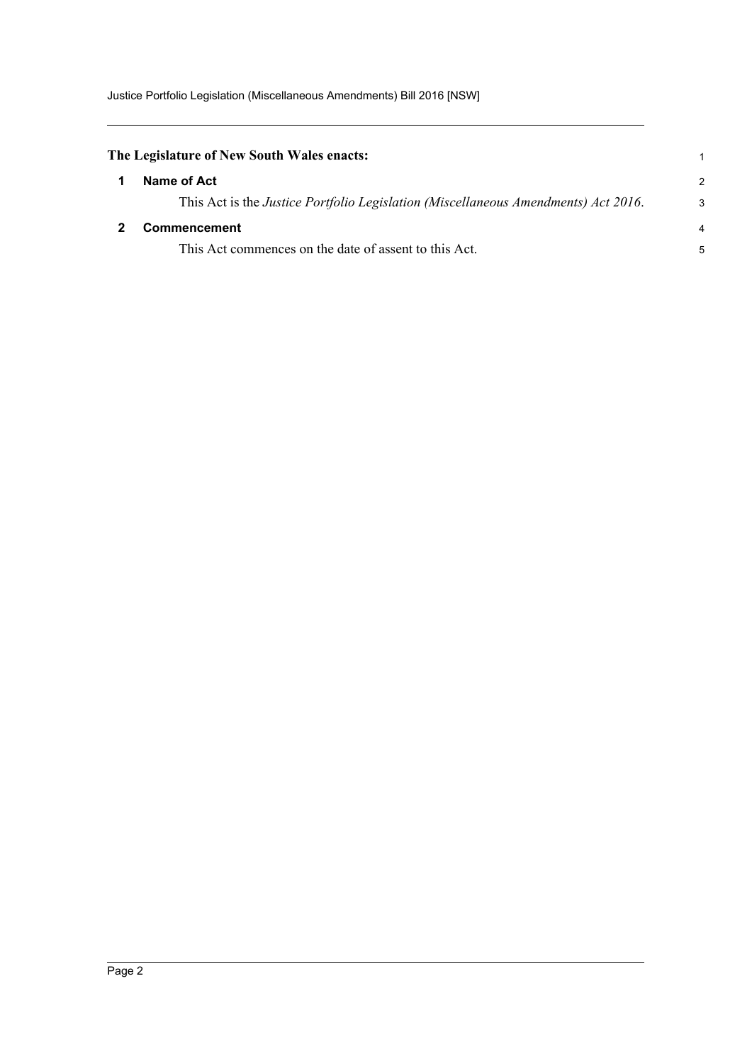**The Legislature of New South Wales enacts:**

## 1 Name of Act

This Act is the *Justice Portfolio Legislation (Miscellaneous Amendments) Act 2016*.

## 2 Commencement

This Act commences on the date of assent to this Act.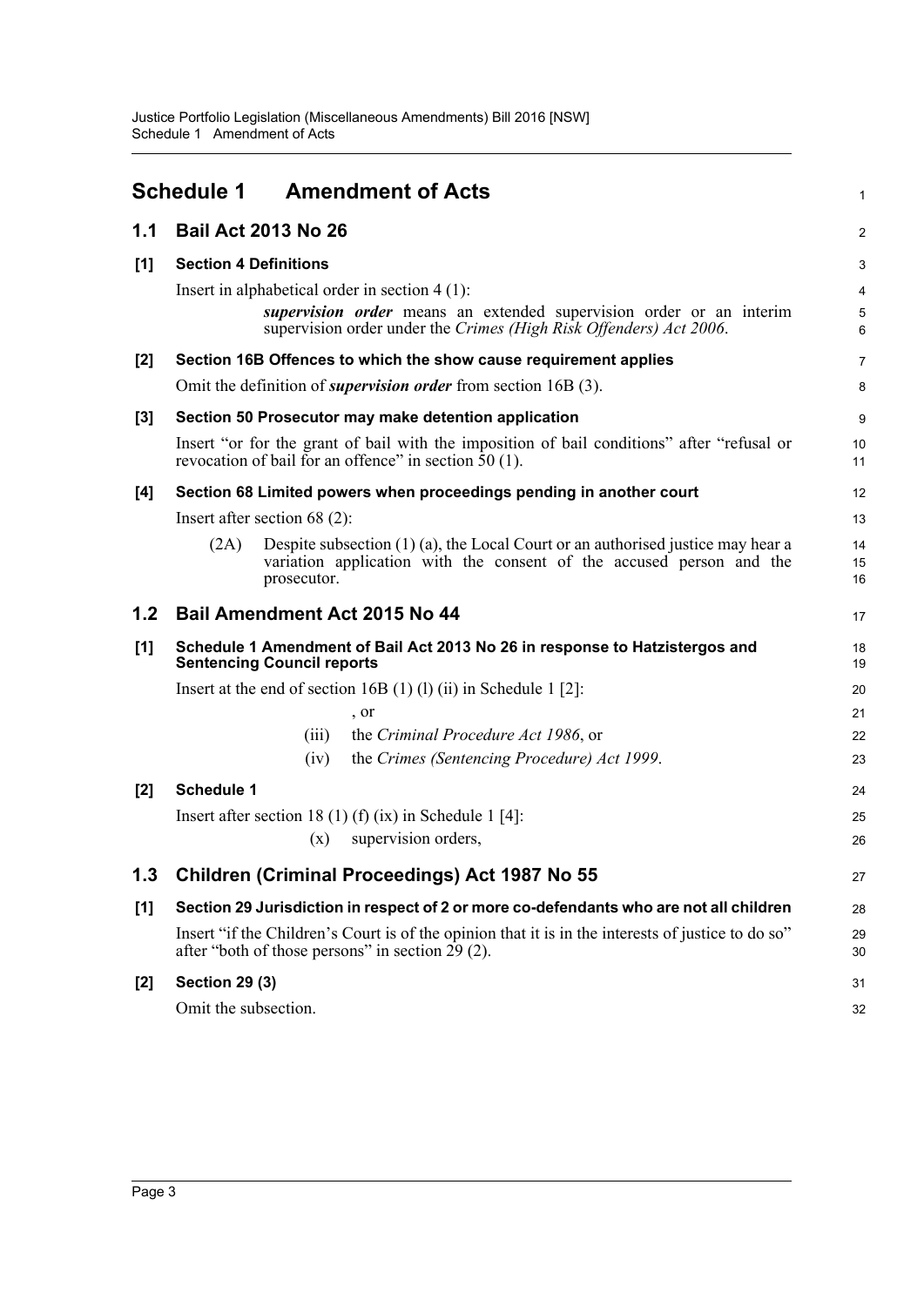# Schedule 1 Amendment of Acts

## 1.1 Bail Act 2013 No 26

### [1] Section 4 Definitions

Insert in alphabetical order in section 4 (1):

> ***supervision order*** means an extended supervision order or an interim supervision order under the *Crimes (High Risk Offenders) Act 2006*.

### [2] Section 16B Offences to which the show cause requirement applies

Omit the definition of ***supervision order*** from section 16B (3).

### [3] Section 50 Prosecutor may make detention application

Insert "or for the grant of bail with the imposition of bail conditions" after "refusal or revocation of bail for an offence" in section 50 (1).

### [4] Section 68 Limited powers when proceedings pending in another court

Insert after section 68 (2):

> (2A) Despite subsection (1) (a), the Local Court or an authorised justice may hear a variation application with the consent of the accused person and the prosecutor.

## 1.2 Bail Amendment Act 2015 No 44

### [1] Schedule 1 Amendment of Bail Act 2013 No 26 in response to Hatzistergos and Sentencing Council reports

Insert at the end of section 16B (1) (l) (ii) in Schedule 1 [2]:

> , or
>
> (iii) the *Criminal Procedure Act 1986*, or
>
> (iv) the *Crimes (Sentencing Procedure) Act 1999*.

### [2] Schedule 1

Insert after section 18 (1) (f) (ix) in Schedule 1 [4]:

> (x) supervision orders,

## 1.3 Children (Criminal Proceedings) Act 1987 No 55

### [1] Section 29 Jurisdiction in respect of 2 or more co-defendants who are not all children

Insert "if the Children's Court is of the opinion that it is in the interests of justice to do so" after "both of those persons" in section 29 (2).

### [2] Section 29 (3)

Omit the subsection.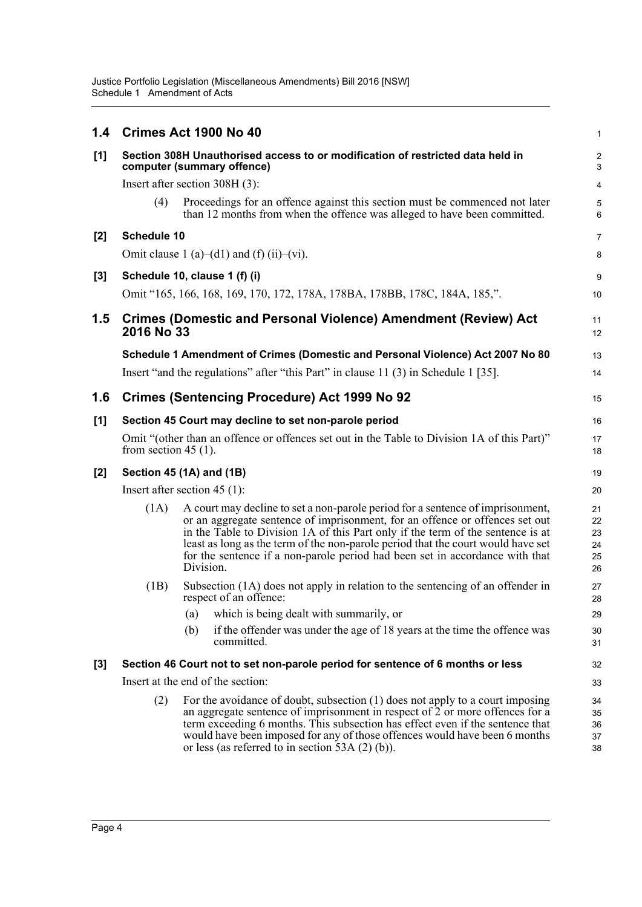## 1.4 Crimes Act 1900 No 40

**[1] Section 308H Unauthorised access to or modification of restricted data held in computer (summary offence)**

Insert after section 308H (3):

(4) Proceedings for an offence against this section must be commenced not later than 12 months from when the offence was alleged to have been committed.

**[2] Schedule 10**

Omit clause 1 (a)–(d1) and (f) (ii)–(vi).

**[3] Schedule 10, clause 1 (f) (i)**

Omit "165, 166, 168, 169, 170, 172, 178A, 178BA, 178BB, 178C, 184A, 185,".

## 1.5 Crimes (Domestic and Personal Violence) Amendment (Review) Act 2016 No 33

**Schedule 1 Amendment of Crimes (Domestic and Personal Violence) Act 2007 No 80**

Insert "and the regulations" after "this Part" in clause 11 (3) in Schedule 1 [35].

## 1.6 Crimes (Sentencing Procedure) Act 1999 No 92

**[1] Section 45 Court may decline to set non-parole period**

Omit "(other than an offence or offences set out in the Table to Division 1A of this Part)" from section 45 (1).

**[2] Section 45 (1A) and (1B)**

Insert after section 45 (1):

(1A) A court may decline to set a non-parole period for a sentence of imprisonment, or an aggregate sentence of imprisonment, for an offence or offences set out in the Table to Division 1A of this Part only if the term of the sentence is at least as long as the term of the non-parole period that the court would have set for the sentence if a non-parole period had been set in accordance with that Division.

(1B) Subsection (1A) does not apply in relation to the sentencing of an offender in respect of an offence:

(a) which is being dealt with summarily, or

(b) if the offender was under the age of 18 years at the time the offence was committed.

**[3] Section 46 Court not to set non-parole period for sentence of 6 months or less**

Insert at the end of the section:

(2) For the avoidance of doubt, subsection (1) does not apply to a court imposing an aggregate sentence of imprisonment in respect of 2 or more offences for a term exceeding 6 months. This subsection has effect even if the sentence that would have been imposed for any of those offences would have been 6 months or less (as referred to in section 53A (2) (b)).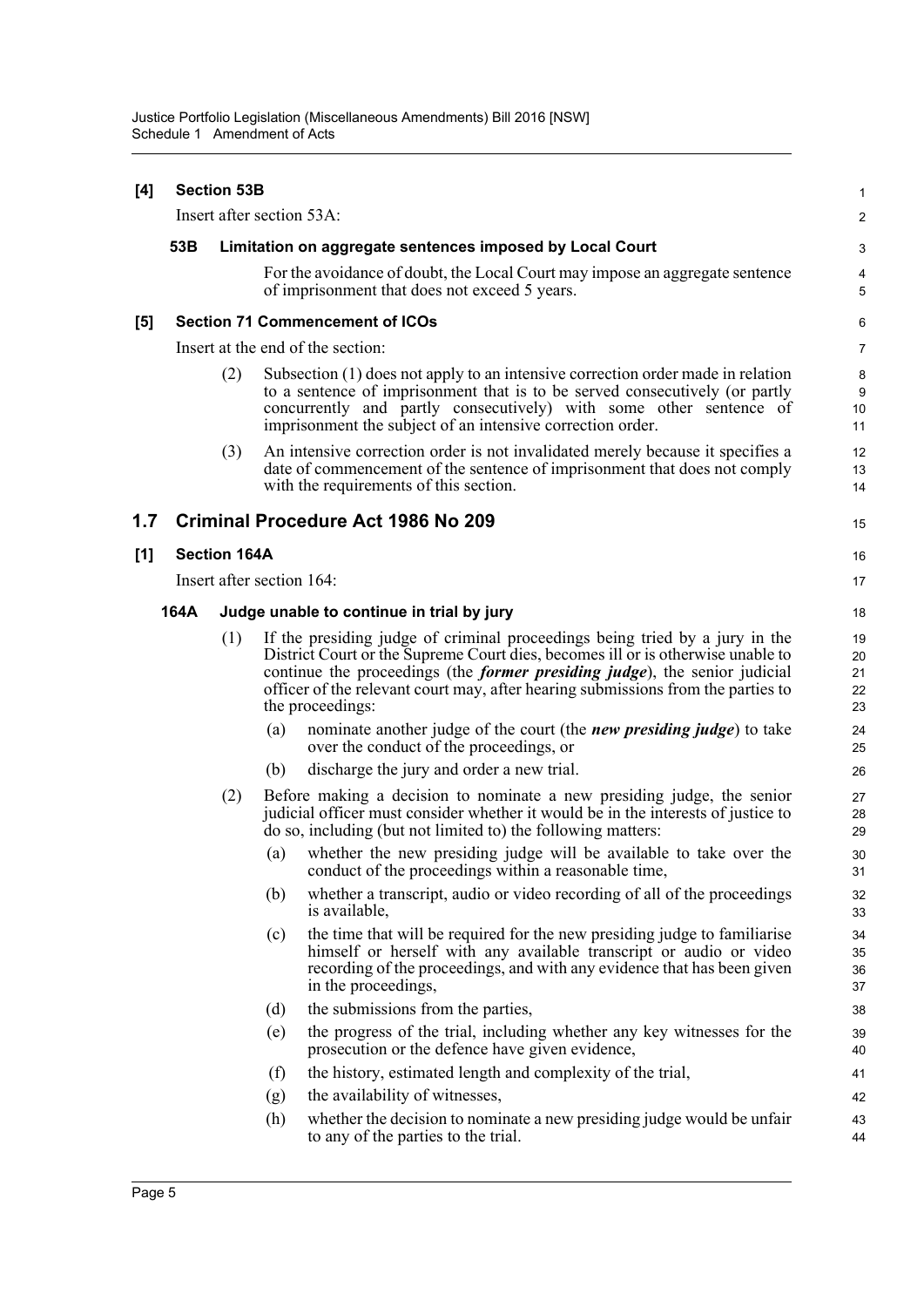**[4] Section 53B**

Insert after section 53A:

**53B Limitation on aggregate sentences imposed by Local Court**

For the avoidance of doubt, the Local Court may impose an aggregate sentence of imprisonment that does not exceed 5 years.

**[5] Section 71 Commencement of ICOs**

Insert at the end of the section:

(2) Subsection (1) does not apply to an intensive correction order made in relation to a sentence of imprisonment that is to be served consecutively (or partly concurrently and partly consecutively) with some other sentence of imprisonment the subject of an intensive correction order.

(3) An intensive correction order is not invalidated merely because it specifies a date of commencement of the sentence of imprisonment that does not comply with the requirements of this section.

## 1.7 Criminal Procedure Act 1986 No 209

**[1] Section 164A**

Insert after section 164:

**164A Judge unable to continue in trial by jury**

(1) If the presiding judge of criminal proceedings being tried by a jury in the District Court or the Supreme Court dies, becomes ill or is otherwise unable to continue the proceedings (the ***former presiding judge***), the senior judicial officer of the relevant court may, after hearing submissions from the parties to the proceedings:

- (a) nominate another judge of the court (the ***new presiding judge***) to take over the conduct of the proceedings, or
- (b) discharge the jury and order a new trial.

(2) Before making a decision to nominate a new presiding judge, the senior judicial officer must consider whether it would be in the interests of justice to do so, including (but not limited to) the following matters:

- (a) whether the new presiding judge will be available to take over the conduct of the proceedings within a reasonable time,
- (b) whether a transcript, audio or video recording of all of the proceedings is available,
- (c) the time that will be required for the new presiding judge to familiarise himself or herself with any available transcript or audio or video recording of the proceedings, and with any evidence that has been given in the proceedings,
- (d) the submissions from the parties,
- (e) the progress of the trial, including whether any key witnesses for the prosecution or the defence have given evidence,
- (f) the history, estimated length and complexity of the trial,
- (g) the availability of witnesses,
- (h) whether the decision to nominate a new presiding judge would be unfair to any of the parties to the trial.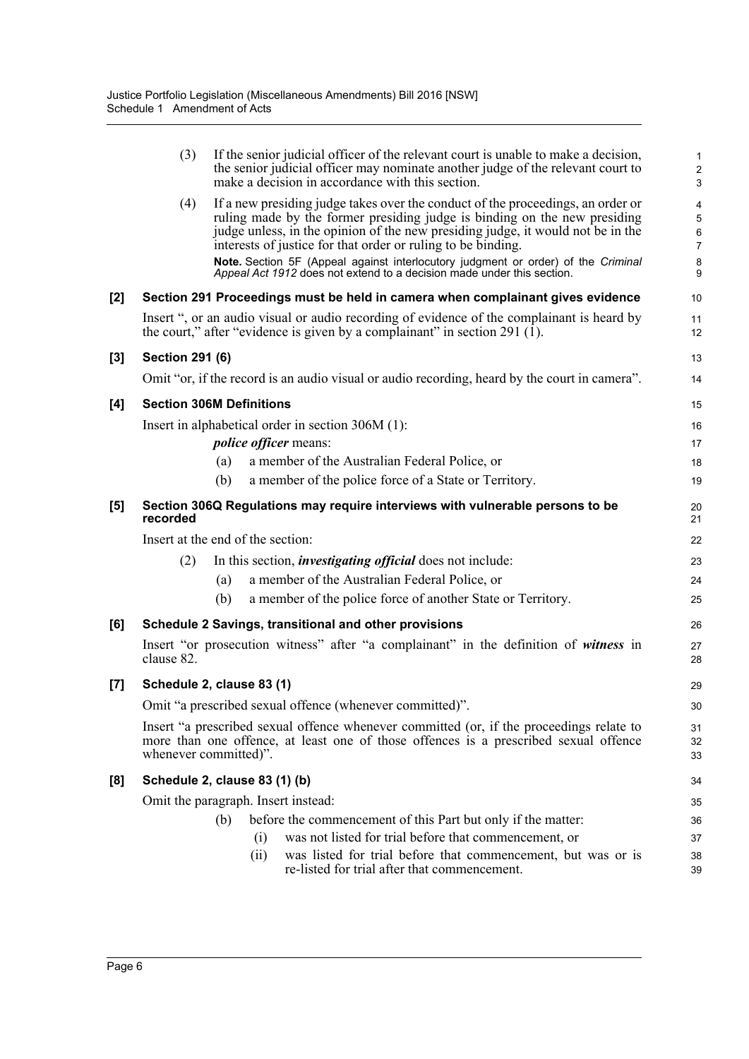(3) If the senior judicial officer of the relevant court is unable to make a decision, the senior judicial officer may nominate another judge of the relevant court to make a decision in accordance with this section.

(4) If a new presiding judge takes over the conduct of the proceedings, an order or ruling made by the former presiding judge is binding on the new presiding judge unless, in the opinion of the new presiding judge, it would not be in the interests of justice for that order or ruling to be binding.

**Note.** Section 5F (Appeal against interlocutory judgment or order) of the *Criminal Appeal Act 1912* does not extend to a decision made under this section.

**[2] Section 291 Proceedings must be held in camera when complainant gives evidence**

Insert ", or an audio visual or audio recording of evidence of the complainant is heard by the court," after "evidence is given by a complainant" in section 291 (1).

**[3] Section 291 (6)**

Omit "or, if the record is an audio visual or audio recording, heard by the court in camera".

**[4] Section 306M Definitions**

Insert in alphabetical order in section 306M (1):

***police officer*** means:

(a) a member of the Australian Federal Police, or

(b) a member of the police force of a State or Territory.

**[5] Section 306Q Regulations may require interviews with vulnerable persons to be recorded**

Insert at the end of the section:

(2) In this section, ***investigating official*** does not include:

(a) a member of the Australian Federal Police, or

(b) a member of the police force of another State or Territory.

**[6] Schedule 2 Savings, transitional and other provisions**

Insert "or prosecution witness" after "a complainant" in the definition of ***witness*** in clause 82.

**[7] Schedule 2, clause 83 (1)**

Omit "a prescribed sexual offence (whenever committed)".

Insert "a prescribed sexual offence whenever committed (or, if the proceedings relate to more than one offence, at least one of those offences is a prescribed sexual offence whenever committed)".

**[8] Schedule 2, clause 83 (1) (b)**

Omit the paragraph. Insert instead:

(b) before the commencement of this Part but only if the matter:

(i) was not listed for trial before that commencement, or

(ii) was listed for trial before that commencement, but was or is re-listed for trial after that commencement.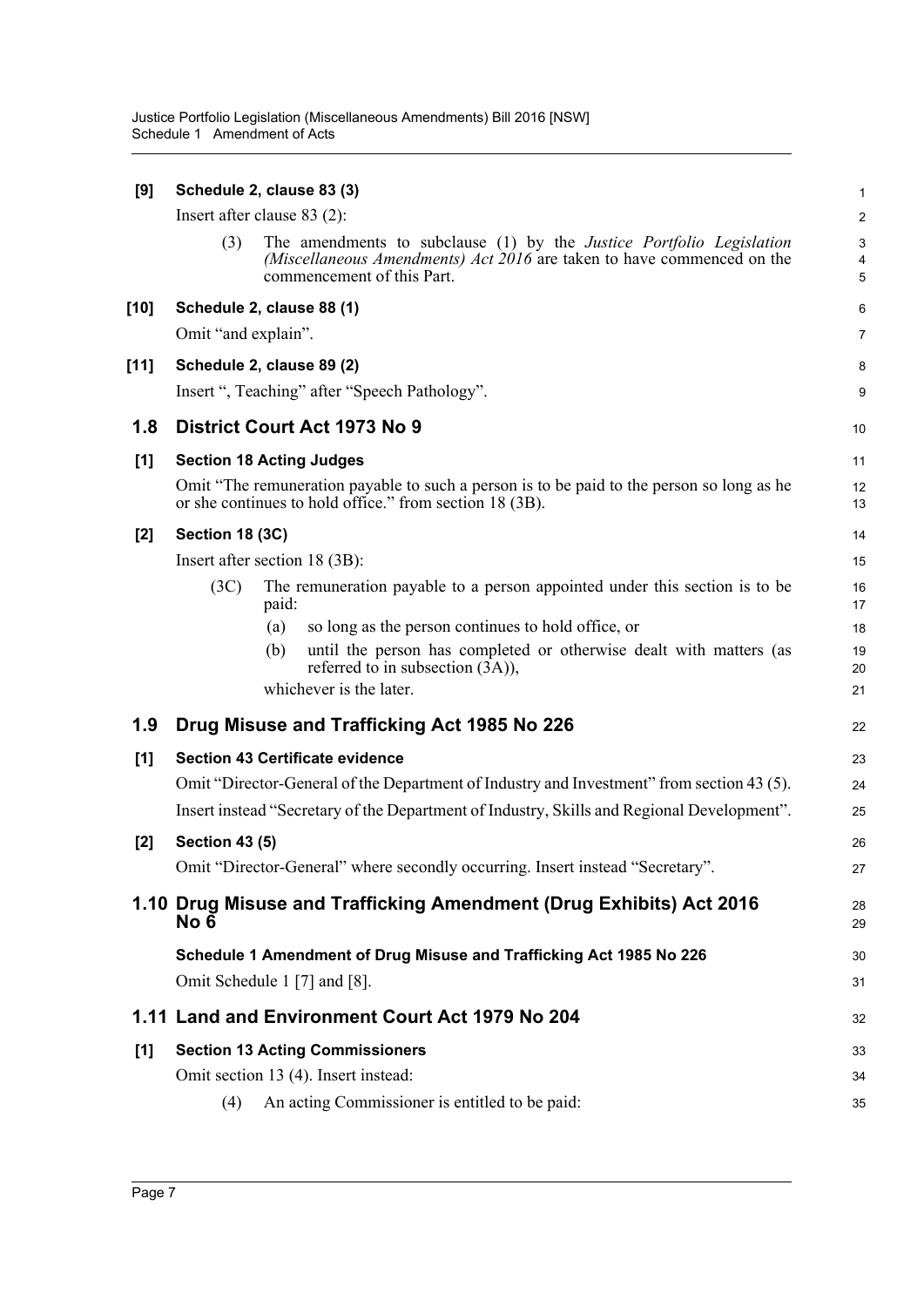**[9] Schedule 2, clause 83 (3)**

Insert after clause 83 (2):

(3) The amendments to subclause (1) by the *Justice Portfolio Legislation (Miscellaneous Amendments) Act 2016* are taken to have commenced on the commencement of this Part.

**[10] Schedule 2, clause 88 (1)**

Omit "and explain".

**[11] Schedule 2, clause 89 (2)**

Insert ", Teaching" after "Speech Pathology".

## 1.8 District Court Act 1973 No 9

**[1] Section 18 Acting Judges**

Omit "The remuneration payable to such a person is to be paid to the person so long as he or she continues to hold office." from section 18 (3B).

**[2] Section 18 (3C)**

Insert after section 18 (3B):

(3C) The remuneration payable to a person appointed under this section is to be paid:

(a) so long as the person continues to hold office, or

(b) until the person has completed or otherwise dealt with matters (as referred to in subsection (3A)),

whichever is the later.

## 1.9 Drug Misuse and Trafficking Act 1985 No 226

**[1] Section 43 Certificate evidence**

Omit "Director-General of the Department of Industry and Investment" from section 43 (5).

Insert instead "Secretary of the Department of Industry, Skills and Regional Development".

**[2] Section 43 (5)**

Omit "Director-General" where secondly occurring. Insert instead "Secretary".

## 1.10 Drug Misuse and Trafficking Amendment (Drug Exhibits) Act 2016 No 6

**Schedule 1 Amendment of Drug Misuse and Trafficking Act 1985 No 226**

Omit Schedule 1 [7] and [8].

## 1.11 Land and Environment Court Act 1979 No 204

**[1] Section 13 Acting Commissioners**

Omit section 13 (4). Insert instead:

(4) An acting Commissioner is entitled to be paid: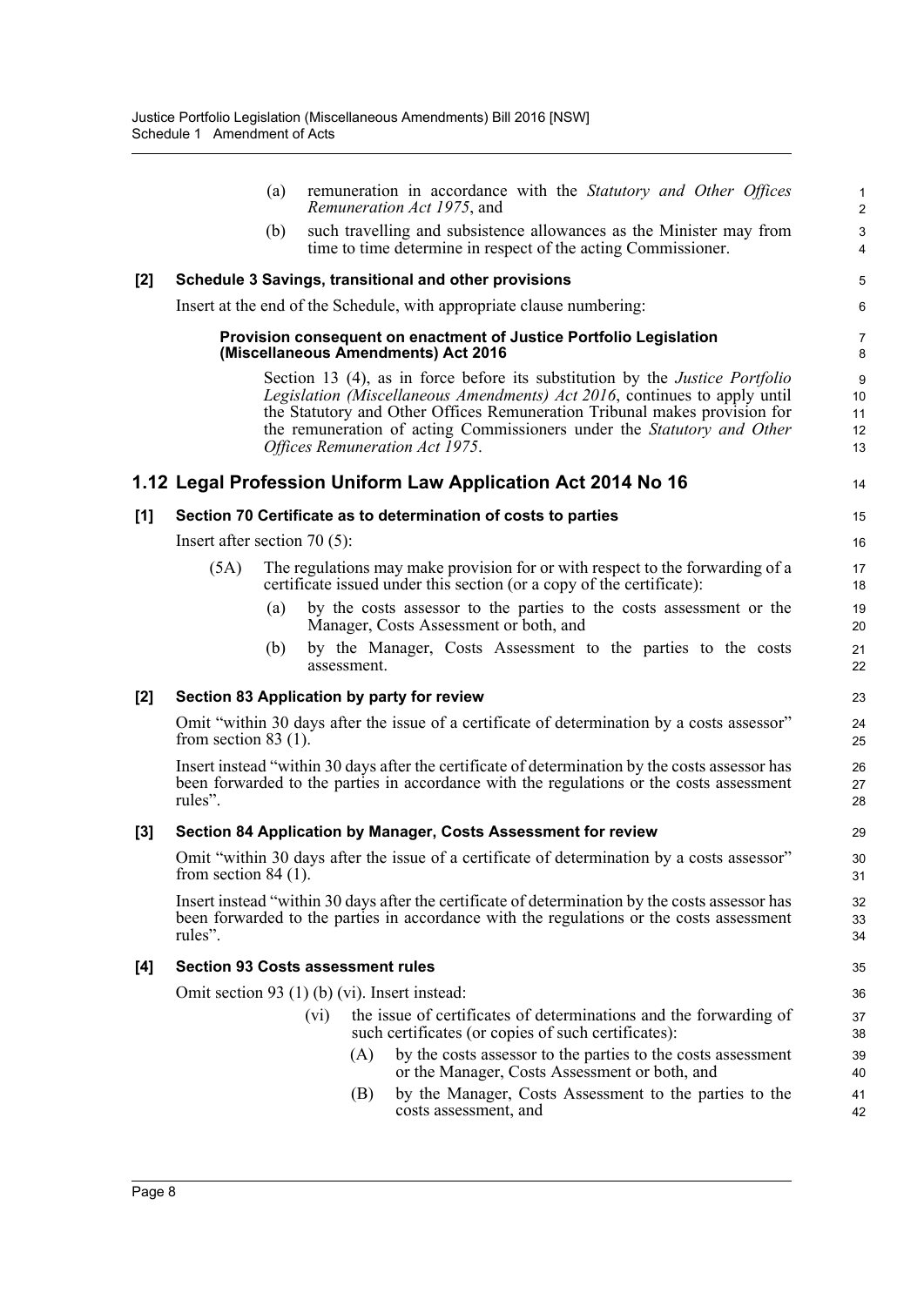(a) remuneration in accordance with the *Statutory and Other Offices Remuneration Act 1975*, and

(b) such travelling and subsistence allowances as the Minister may from time to time determine in respect of the acting Commissioner.

**[2] Schedule 3 Savings, transitional and other provisions**

Insert at the end of the Schedule, with appropriate clause numbering:

**Provision consequent on enactment of Justice Portfolio Legislation (Miscellaneous Amendments) Act 2016**

Section 13 (4), as in force before its substitution by the *Justice Portfolio Legislation (Miscellaneous Amendments) Act 2016*, continues to apply until the Statutory and Other Offices Remuneration Tribunal makes provision for the remuneration of acting Commissioners under the *Statutory and Other Offices Remuneration Act 1975*.

## 1.12 Legal Profession Uniform Law Application Act 2014 No 16

**[1] Section 70 Certificate as to determination of costs to parties**

Insert after section 70 (5):

(5A) The regulations may make provision for or with respect to the forwarding of a certificate issued under this section (or a copy of the certificate):

(a) by the costs assessor to the parties to the costs assessment or the Manager, Costs Assessment or both, and

(b) by the Manager, Costs Assessment to the parties to the costs assessment.

**[2] Section 83 Application by party for review**

Omit "within 30 days after the issue of a certificate of determination by a costs assessor" from section 83 (1).

Insert instead "within 30 days after the certificate of determination by the costs assessor has been forwarded to the parties in accordance with the regulations or the costs assessment rules".

**[3] Section 84 Application by Manager, Costs Assessment for review**

Omit "within 30 days after the issue of a certificate of determination by a costs assessor" from section 84 (1).

Insert instead "within 30 days after the certificate of determination by the costs assessor has been forwarded to the parties in accordance with the regulations or the costs assessment rules".

**[4] Section 93 Costs assessment rules**

Omit section 93 (1) (b) (vi). Insert instead:

(vi) the issue of certificates of determinations and the forwarding of such certificates (or copies of such certificates):

(A) by the costs assessor to the parties to the costs assessment or the Manager, Costs Assessment or both, and

(B) by the Manager, Costs Assessment to the parties to the costs assessment, and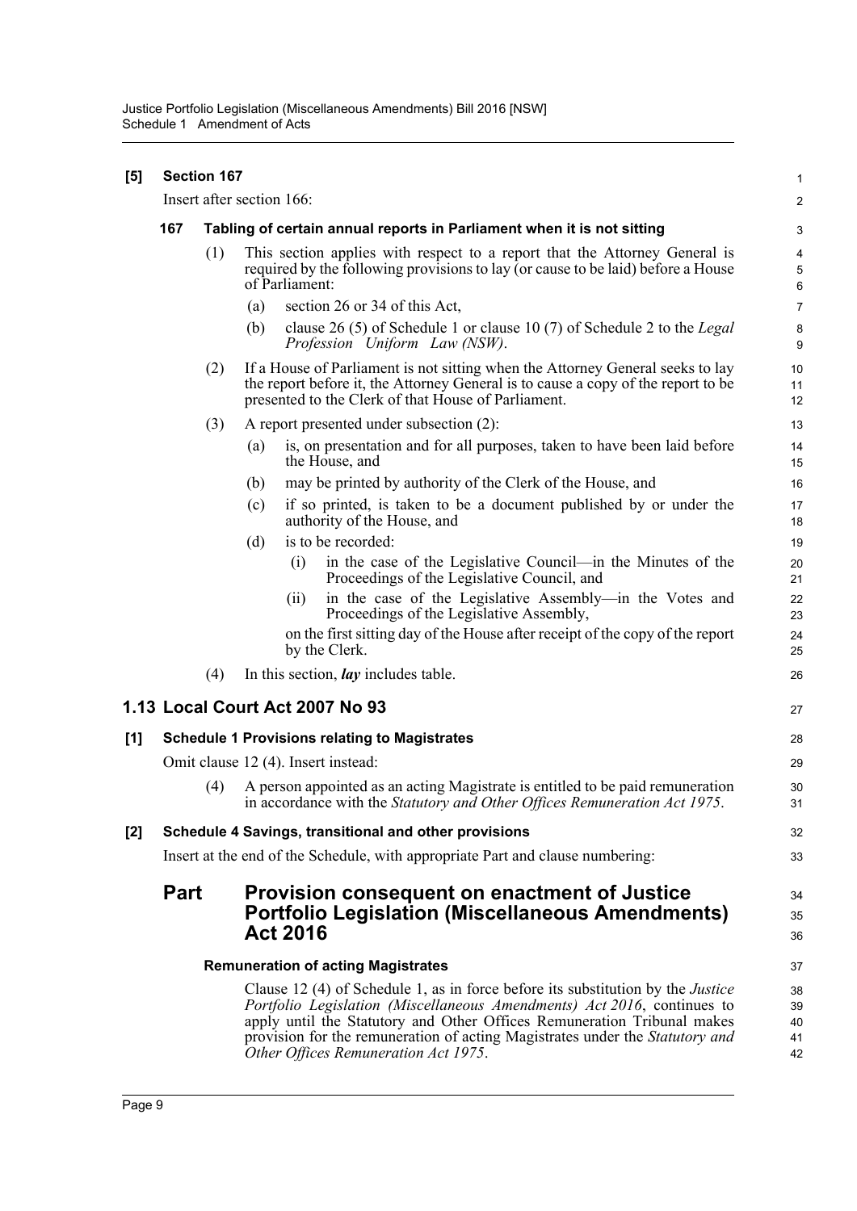**[5] Section 167**

Insert after section 166:

**167 Tabling of certain annual reports in Parliament when it is not sitting**

(1) This section applies with respect to a report that the Attorney General is required by the following provisions to lay (or cause to be laid) before a House of Parliament:

(a) section 26 or 34 of this Act,

(b) clause 26 (5) of Schedule 1 or clause 10 (7) of Schedule 2 to the *Legal Profession Uniform Law (NSW)*.

(2) If a House of Parliament is not sitting when the Attorney General seeks to lay the report before it, the Attorney General is to cause a copy of the report to be presented to the Clerk of that House of Parliament.

(3) A report presented under subsection (2):

(a) is, on presentation and for all purposes, taken to have been laid before the House, and

(b) may be printed by authority of the Clerk of the House, and

(c) if so printed, is taken to be a document published by or under the authority of the House, and

(d) is to be recorded:

(i) in the case of the Legislative Council—in the Minutes of the Proceedings of the Legislative Council, and

(ii) in the case of the Legislative Assembly—in the Votes and Proceedings of the Legislative Assembly,

on the first sitting day of the House after receipt of the copy of the report by the Clerk.

(4) In this section, ***lay*** includes table.

## 1.13 Local Court Act 2007 No 93

**[1] Schedule 1 Provisions relating to Magistrates**

Omit clause 12 (4). Insert instead:

(4) A person appointed as an acting Magistrate is entitled to be paid remuneration in accordance with the *Statutory and Other Offices Remuneration Act 1975*.

**[2] Schedule 4 Savings, transitional and other provisions**

Insert at the end of the Schedule, with appropriate Part and clause numbering:

## Part Provision consequent on enactment of Justice Portfolio Legislation (Miscellaneous Amendments) Act 2016

**Remuneration of acting Magistrates**

Clause 12 (4) of Schedule 1, as in force before its substitution by the *Justice Portfolio Legislation (Miscellaneous Amendments) Act 2016*, continues to apply until the Statutory and Other Offices Remuneration Tribunal makes provision for the remuneration of acting Magistrates under the *Statutory and Other Offices Remuneration Act 1975*.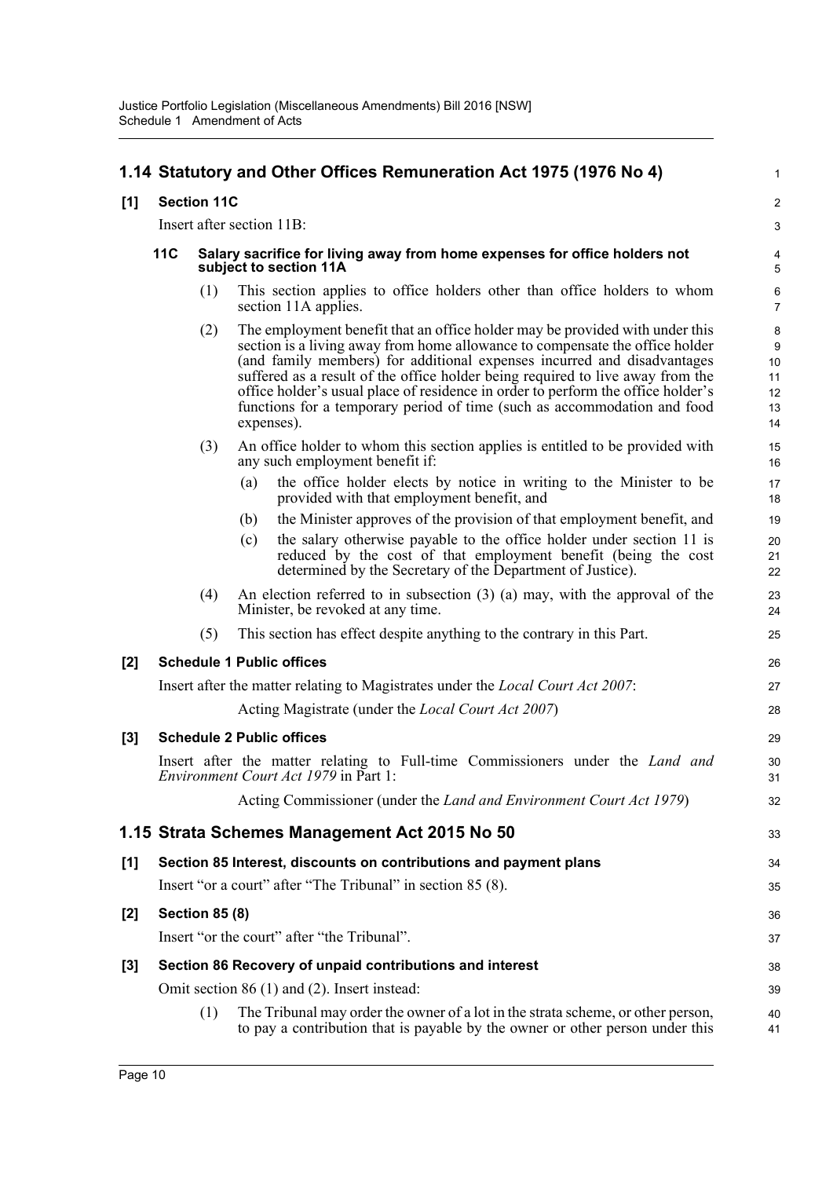## 1.14 Statutory and Other Offices Remuneration Act 1975 (1976 No 4)

**[1] Section 11C**

Insert after section 11B:

**11C Salary sacrifice for living away from home expenses for office holders not subject to section 11A**

(1) This section applies to office holders other than office holders to whom section 11A applies.

(2) The employment benefit that an office holder may be provided with under this section is a living away from home allowance to compensate the office holder (and family members) for additional expenses incurred and disadvantages suffered as a result of the office holder being required to live away from the office holder's usual place of residence in order to perform the office holder's functions for a temporary period of time (such as accommodation and food expenses).

(3) An office holder to whom this section applies is entitled to be provided with any such employment benefit if:

(a) the office holder elects by notice in writing to the Minister to be provided with that employment benefit, and

(b) the Minister approves of the provision of that employment benefit, and

(c) the salary otherwise payable to the office holder under section 11 is reduced by the cost of that employment benefit (being the cost determined by the Secretary of the Department of Justice).

(4) An election referred to in subsection (3) (a) may, with the approval of the Minister, be revoked at any time.

(5) This section has effect despite anything to the contrary in this Part.

**[2] Schedule 1 Public offices**

Insert after the matter relating to Magistrates under the *Local Court Act 2007*:

Acting Magistrate (under the *Local Court Act 2007*)

**[3] Schedule 2 Public offices**

Insert after the matter relating to Full-time Commissioners under the *Land and Environment Court Act 1979* in Part 1:

Acting Commissioner (under the *Land and Environment Court Act 1979*)

## 1.15 Strata Schemes Management Act 2015 No 50

**[1] Section 85 Interest, discounts on contributions and payment plans**

Insert "or a court" after "The Tribunal" in section 85 (8).

**[2] Section 85 (8)**

Insert "or the court" after "the Tribunal".

**[3] Section 86 Recovery of unpaid contributions and interest**

Omit section 86 (1) and (2). Insert instead:

(1) The Tribunal may order the owner of a lot in the strata scheme, or other person, to pay a contribution that is payable by the owner or other person under this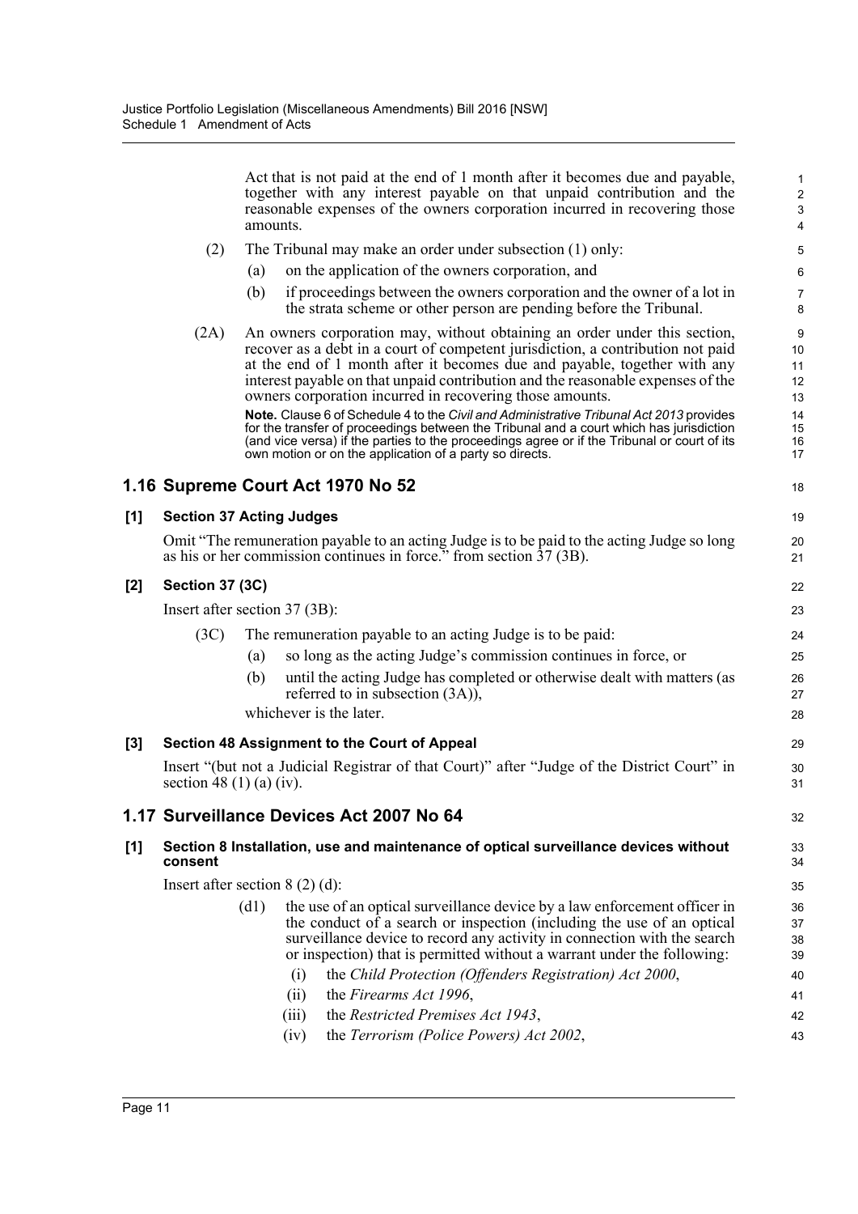Act that is not paid at the end of 1 month after it becomes due and payable, together with any interest payable on that unpaid contribution and the reasonable expenses of the owners corporation incurred in recovering those amounts.

(2) The Tribunal may make an order under subsection (1) only:

(a) on the application of the owners corporation, and

(b) if proceedings between the owners corporation and the owner of a lot in the strata scheme or other person are pending before the Tribunal.

(2A) An owners corporation may, without obtaining an order under this section, recover as a debt in a court of competent jurisdiction, a contribution not paid at the end of 1 month after it becomes due and payable, together with any interest payable on that unpaid contribution and the reasonable expenses of the owners corporation incurred in recovering those amounts.

**Note.** Clause 6 of Schedule 4 to the *Civil and Administrative Tribunal Act 2013* provides for the transfer of proceedings between the Tribunal and a court which has jurisdiction (and vice versa) if the parties to the proceedings agree or if the Tribunal or court of its own motion or on the application of a party so directs.

## 1.16 Supreme Court Act 1970 No 52

### [1] Section 37 Acting Judges

Omit "The remuneration payable to an acting Judge is to be paid to the acting Judge so long as his or her commission continues in force." from section 37 (3B).

### [2] Section 37 (3C)

Insert after section 37 (3B):

(3C) The remuneration payable to an acting Judge is to be paid:

(a) so long as the acting Judge's commission continues in force, or

(b) until the acting Judge has completed or otherwise dealt with matters (as referred to in subsection (3A)),

whichever is the later.

### [3] Section 48 Assignment to the Court of Appeal

Insert "(but not a Judicial Registrar of that Court)" after "Judge of the District Court" in section 48 (1) (a) (iv).

## 1.17 Surveillance Devices Act 2007 No 64

### [1] Section 8 Installation, use and maintenance of optical surveillance devices without consent

Insert after section 8 (2) (d):

(d1) the use of an optical surveillance device by a law enforcement officer in the conduct of a search or inspection (including the use of an optical surveillance device to record any activity in connection with the search or inspection) that is permitted without a warrant under the following:

(i) the *Child Protection (Offenders Registration) Act 2000*,

(ii) the *Firearms Act 1996*,

(iii) the *Restricted Premises Act 1943*,

(iv) the *Terrorism (Police Powers) Act 2002*,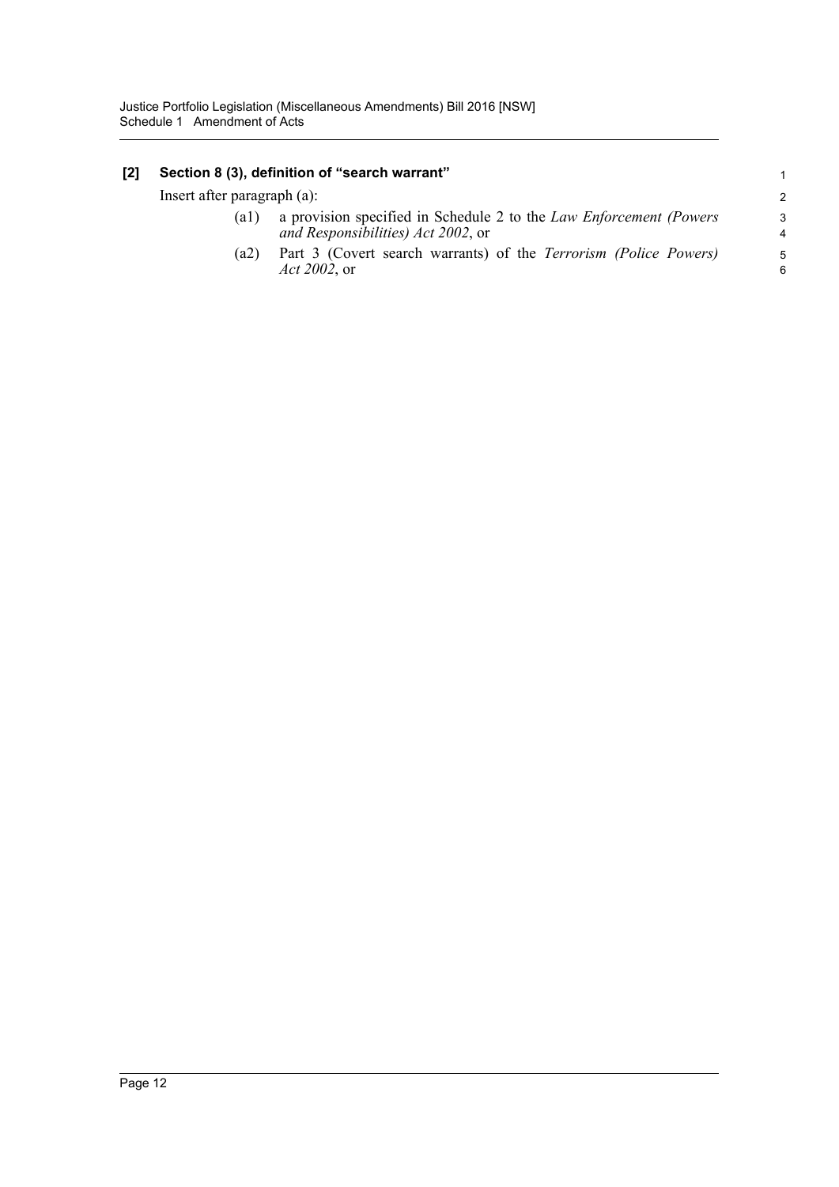**[2] Section 8 (3), definition of "search warrant"**

Insert after paragraph (a):

(a1) a provision specified in Schedule 2 to the *Law Enforcement (Powers and Responsibilities) Act 2002*, or

(a2) Part 3 (Covert search warrants) of the *Terrorism (Police Powers) Act 2002*, or